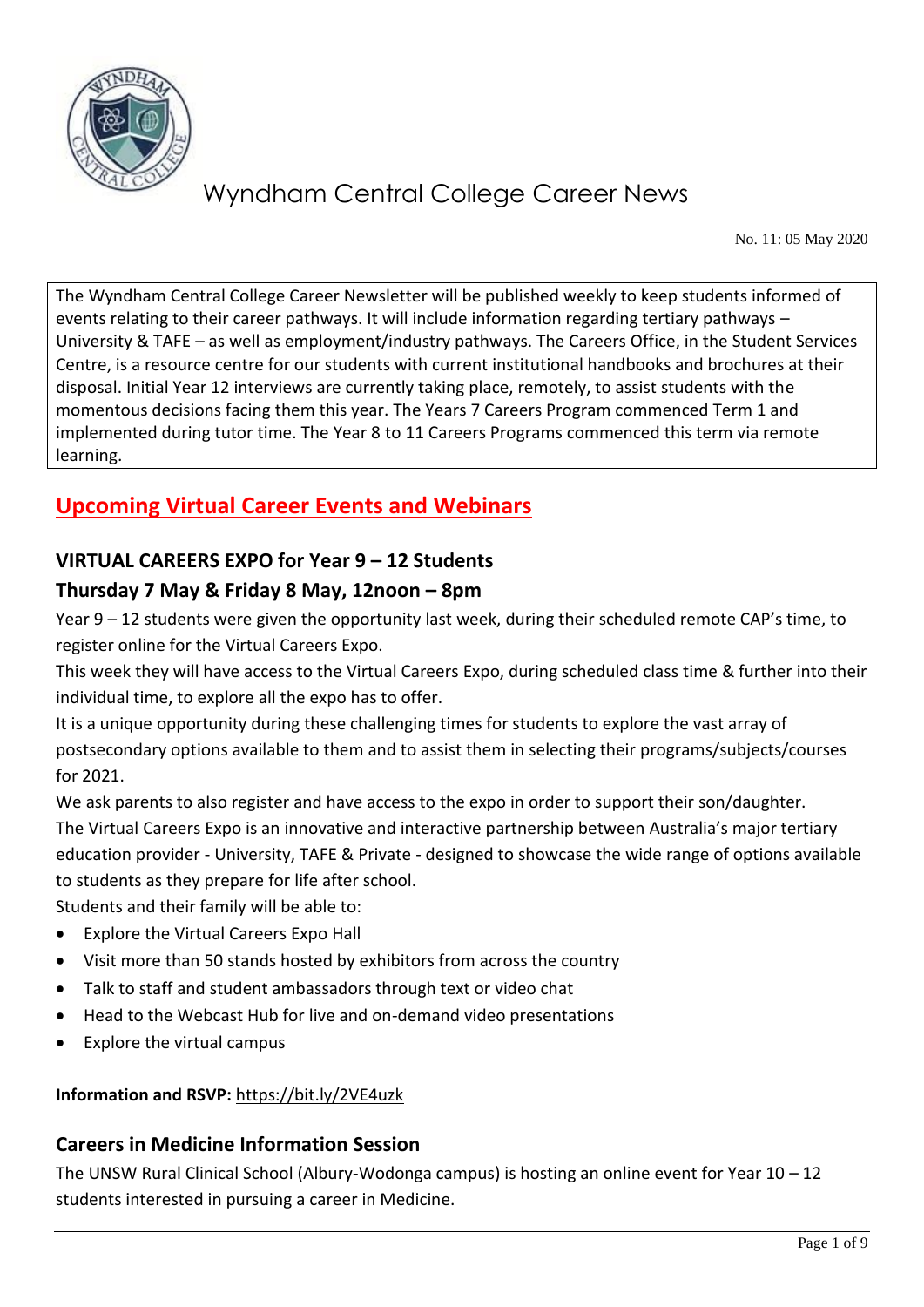# Wyndham Central College Career News

No. 11: 05 May 2020

The Wyndham Central College Career Newsletter will be published weekly to keep students informed of events relating to their career pathways. It will include information regarding tertiary pathways – University & TAFE – as well as employment/industry pathways. The Careers Office, in the Student Services Centre, is a resource centre for our students with current institutional handbooks and brochures at their disposal. Initial Year 12 interviews are currently taking place, remotely, to assist students with the momentous decisions facing them this year. The Years 7 Careers Program commenced Term 1 and implemented during tutor time. The Year 8 to 11 Careers Programs commenced this term via remote learning.

## Upcoming Virtual Career Events and Webinars

### VIRTUAL CAREERS EXPO for Year 9 – 12 Students

### Thursday 7 May & Friday 8 May, 12noon – 8pm

Year 9 – 12 students were given the opportunity last week, during their scheduled remote CAP's time, to register online for the Virtual Careers Expo.

This week they will have access to the Virtual Careers Expo, during scheduled class time & further into their individual time, to explore all the expo has to offer.

It is a unique opportunity during these challenging times for students to explore the vast array of postsecondary options available to them and to assist them in selecting their programs/subjects/courses for 2021.

We ask parents to also register and have access to the expo in order to support their son/daughter.

The Virtual Careers Expo is an innovative and interactive partnership between Australia's major tertiary education provider - University, TAFE & Private - designed to showcase the wide range of options available to students as they prepare for life after school.

Students and their family will be able to:

- Explore the Virtual Careers Expo Hall
- Visit more than 50 stands hosted by exhibitors from across the country
- Talk to staff and student ambassadors through text or video chat
- Head to the Webcast Hub for live and on-demand video presentations
- Explore the virtual campus

**Information and RSVP:** https://bit.ly/2VE4uzk

### Careers in Medicine Information Session

The UNSW Rural Clinical School (Albury-Wodonga campus) is hosting an online event for Year 10 – 12 students interested in pursuing a career in Medicine.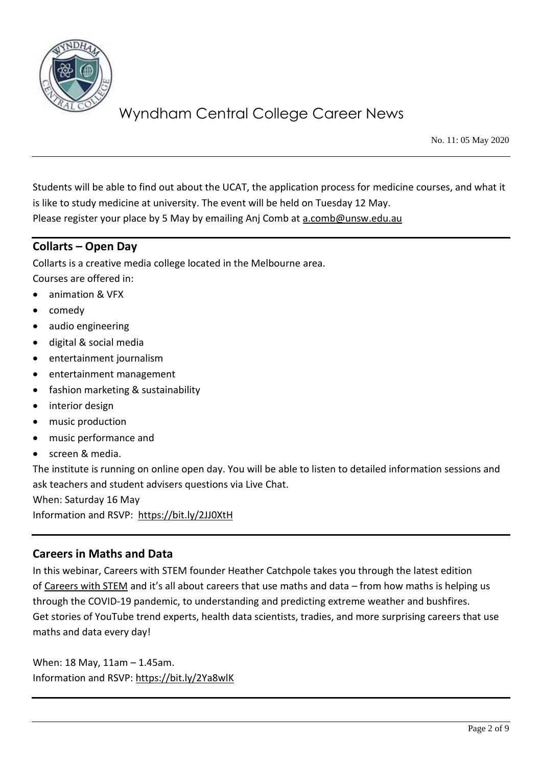Students will be able to find out about the UCAT, the application process for medicine courses, and what it is like to study medicine at university. The event will be held on Tuesday 12 May.
Please register your place by 5 May by emailing Anj Comb at a.comb@unsw.edu.au

## Collarts – Open Day

Collarts is a creative media college located in the Melbourne area.
Courses are offered in:

- animation & VFX
- comedy
- audio engineering
- digital & social media
- entertainment journalism
- entertainment management
- fashion marketing & sustainability
- interior design
- music production
- music performance and
- screen & media.

The institute is running on online open day. You will be able to listen to detailed information sessions and ask teachers and student advisers questions via Live Chat.
When: Saturday 16 May
Information and RSVP: https://bit.ly/2JJ0XtH

## Careers in Maths and Data

In this webinar, Careers with STEM founder Heather Catchpole takes you through the latest edition of Careers with STEM and it's all about careers that use maths and data – from how maths is helping us through the COVID-19 pandemic, to understanding and predicting extreme weather and bushfires. Get stories of YouTube trend experts, health data scientists, tradies, and more surprising careers that use maths and data every day!

When: 18 May, 11am – 1.45am.
Information and RSVP: https://bit.ly/2Ya8wlK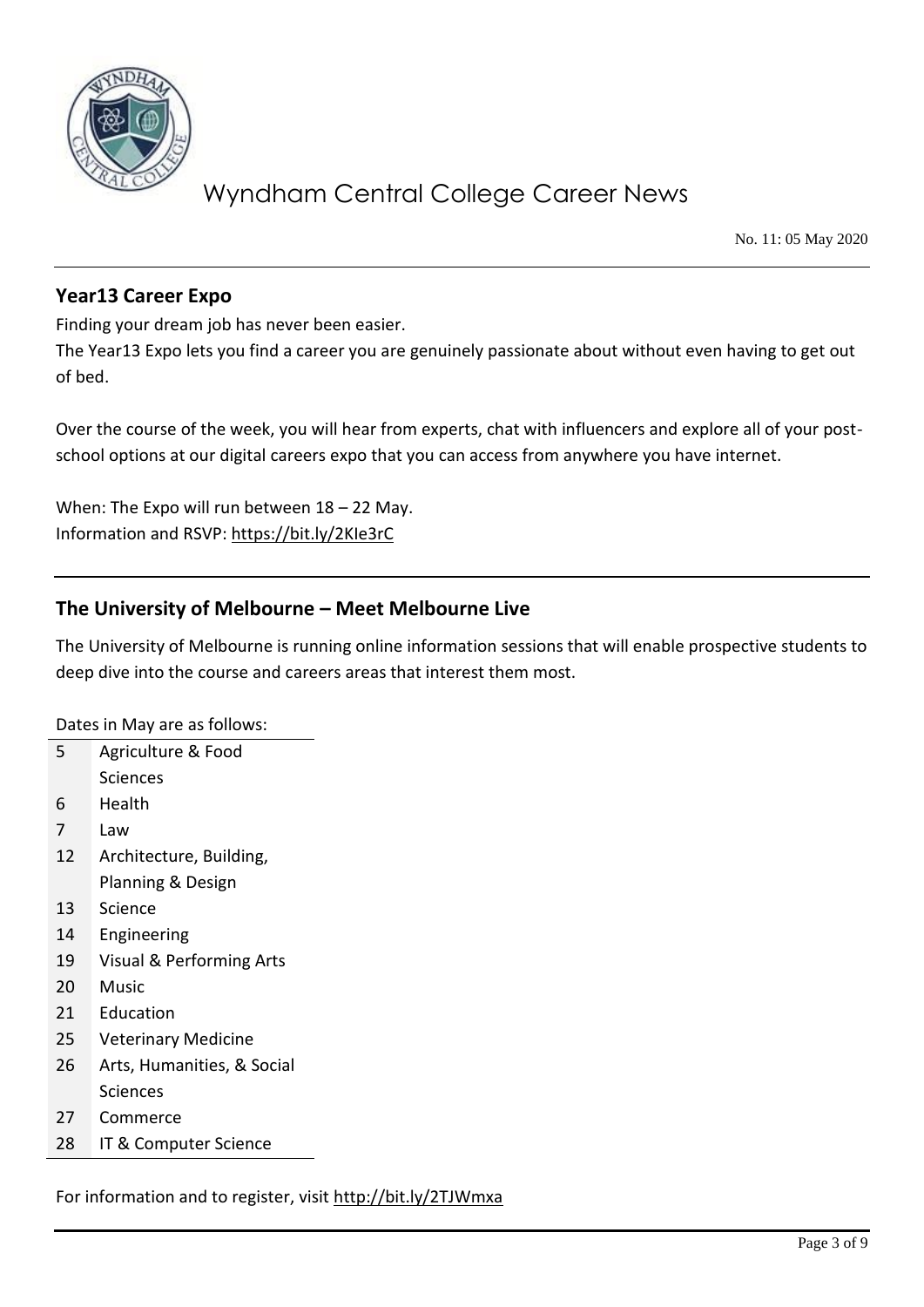## Year13 Career Expo

Finding your dream job has never been easier.

The Year13 Expo lets you find a career you are genuinely passionate about without even having to get out of bed.

Over the course of the week, you will hear from experts, chat with influencers and explore all of your post-school options at our digital careers expo that you can access from anywhere you have internet.

When: The Expo will run between 18 – 22 May.
Information and RSVP: https://bit.ly/2KIe3rC

---

## The University of Melbourne – Meet Melbourne Live

The University of Melbourne is running online information sessions that will enable prospective students to deep dive into the course and careers areas that interest them most.

Dates in May are as follows:

| | |
|---|---|
| 5 | Agriculture & Food Sciences |
| 6 | Health |
| 7 | Law |
| 12 | Architecture, Building, Planning & Design |
| 13 | Science |
| 14 | Engineering |
| 19 | Visual & Performing Arts |
| 20 | Music |
| 21 | Education |
| 25 | Veterinary Medicine |
| 26 | Arts, Humanities, & Social Sciences |
| 27 | Commerce |
| 28 | IT & Computer Science |

For information and to register, visit http://bit.ly/2TJWmxa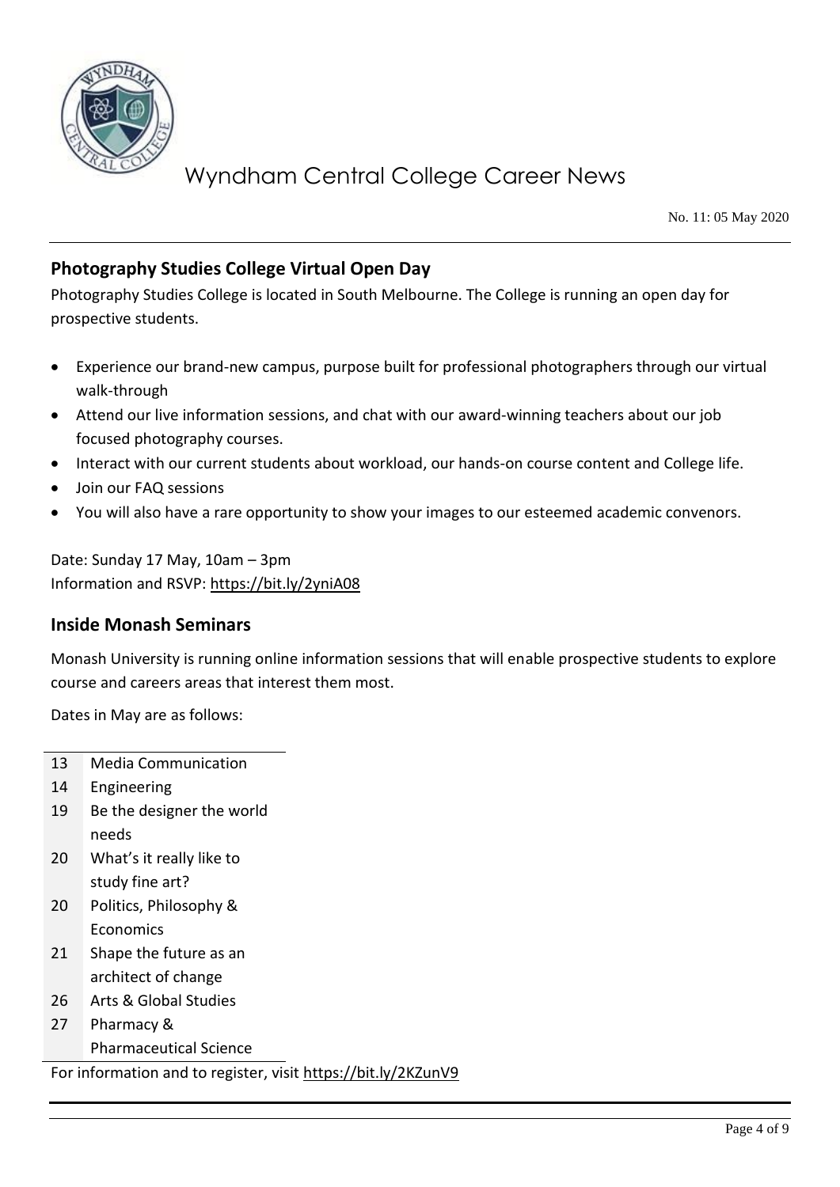## Photography Studies College Virtual Open Day

Photography Studies College is located in South Melbourne. The College is running an open day for prospective students.

- Experience our brand-new campus, purpose built for professional photographers through our virtual walk-through
- Attend our live information sessions, and chat with our award-winning teachers about our job focused photography courses.
- Interact with our current students about workload, our hands-on course content and College life.
- Join our FAQ sessions
- You will also have a rare opportunity to show your images to our esteemed academic convenors.

Date: Sunday 17 May, 10am – 3pm
Information and RSVP: https://bit.ly/2yniA08

## Inside Monash Seminars

Monash University is running online information sessions that will enable prospective students to explore course and careers areas that interest them most.

Dates in May are as follows:

| | |
|---|---|
| 13 | Media Communication |
| 14 | Engineering |
| 19 | Be the designer the world needs |
| 20 | What's it really like to study fine art? |
| 20 | Politics, Philosophy & Economics |
| 21 | Shape the future as an architect of change |
| 26 | Arts & Global Studies |
| 27 | Pharmacy & Pharmaceutical Science |

For information and to register, visit https://bit.ly/2KZunV9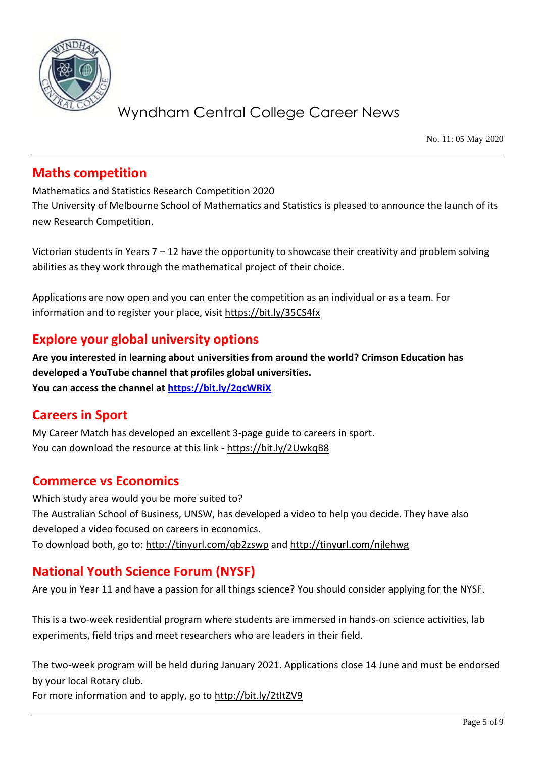## Maths competition

Mathematics and Statistics Research Competition 2020
The University of Melbourne School of Mathematics and Statistics is pleased to announce the launch of its new Research Competition.

Victorian students in Years 7 – 12 have the opportunity to showcase their creativity and problem solving abilities as they work through the mathematical project of their choice.

Applications are now open and you can enter the competition as an individual or as a team. For information and to register your place, visit https://bit.ly/35CS4fx

## Explore your global university options

**Are you interested in learning about universities from around the world? Crimson Education has developed a YouTube channel that profiles global universities.**
**You can access the channel at https://bit.ly/2qcWRiX**

## Careers in Sport

My Career Match has developed an excellent 3-page guide to careers in sport.
You can download the resource at this link - https://bit.ly/2UwkqB8

## Commerce vs Economics

Which study area would you be more suited to?
The Australian School of Business, UNSW, has developed a video to help you decide. They have also developed a video focused on careers in economics.
To download both, go to: http://tinyurl.com/qb2zswp and http://tinyurl.com/njlehwg

## National Youth Science Forum (NYSF)

Are you in Year 11 and have a passion for all things science? You should consider applying for the NYSF.

This is a two-week residential program where students are immersed in hands-on science activities, lab experiments, field trips and meet researchers who are leaders in their field.

The two-week program will be held during January 2021. Applications close 14 June and must be endorsed by your local Rotary club.
For more information and to apply, go to http://bit.ly/2tItZV9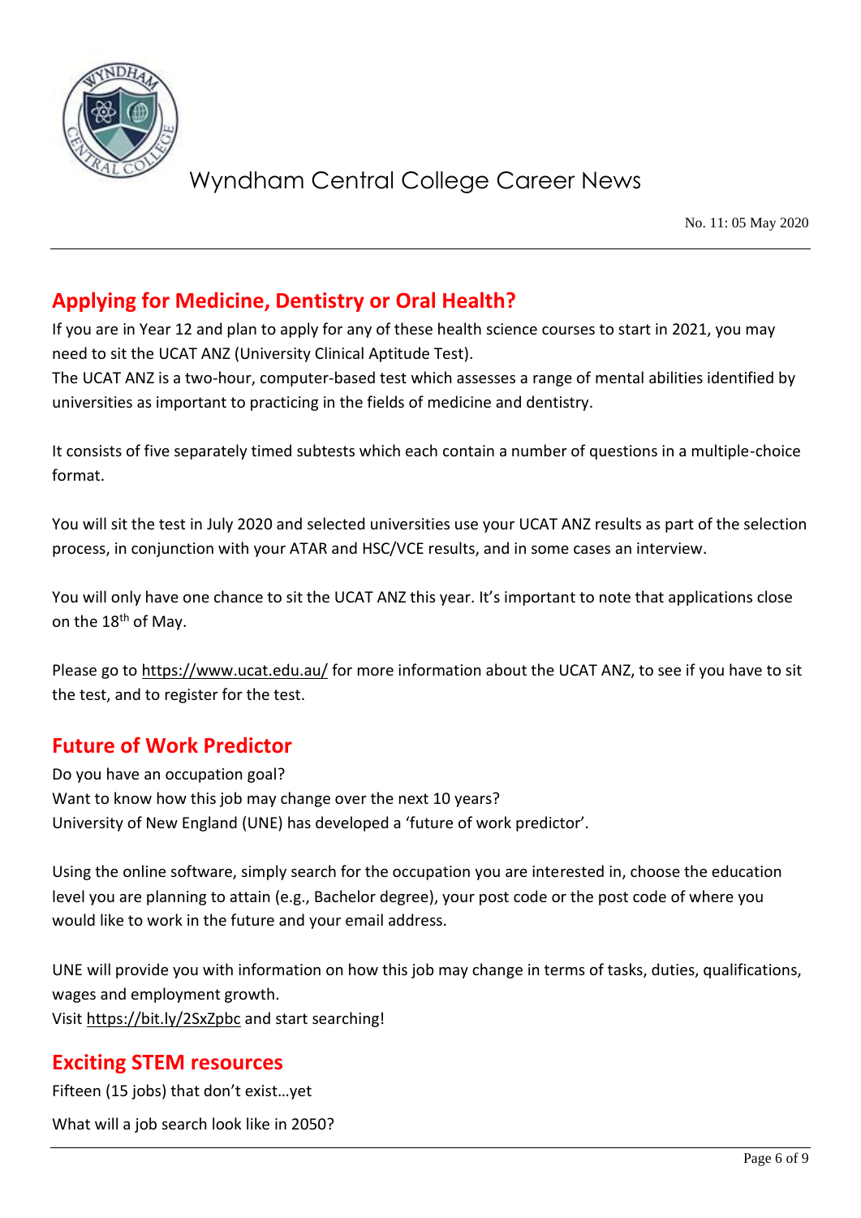## Applying for Medicine, Dentistry or Oral Health?

If you are in Year 12 and plan to apply for any of these health science courses to start in 2021, you may need to sit the UCAT ANZ (University Clinical Aptitude Test).
The UCAT ANZ is a two-hour, computer-based test which assesses a range of mental abilities identified by universities as important to practicing in the fields of medicine and dentistry.

It consists of five separately timed subtests which each contain a number of questions in a multiple-choice format.

You will sit the test in July 2020 and selected universities use your UCAT ANZ results as part of the selection process, in conjunction with your ATAR and HSC/VCE results, and in some cases an interview.

You will only have one chance to sit the UCAT ANZ this year. It's important to note that applications close on the 18th of May.

Please go to https://www.ucat.edu.au/ for more information about the UCAT ANZ, to see if you have to sit the test, and to register for the test.

## Future of Work Predictor

Do you have an occupation goal?
Want to know how this job may change over the next 10 years?
University of New England (UNE) has developed a 'future of work predictor'.

Using the online software, simply search for the occupation you are interested in, choose the education level you are planning to attain (e.g., Bachelor degree), your post code or the post code of where you would like to work in the future and your email address.

UNE will provide you with information on how this job may change in terms of tasks, duties, qualifications, wages and employment growth.
Visit https://bit.ly/2SxZpbc and start searching!

## Exciting STEM resources

Fifteen (15 jobs) that don't exist…yet

What will a job search look like in 2050?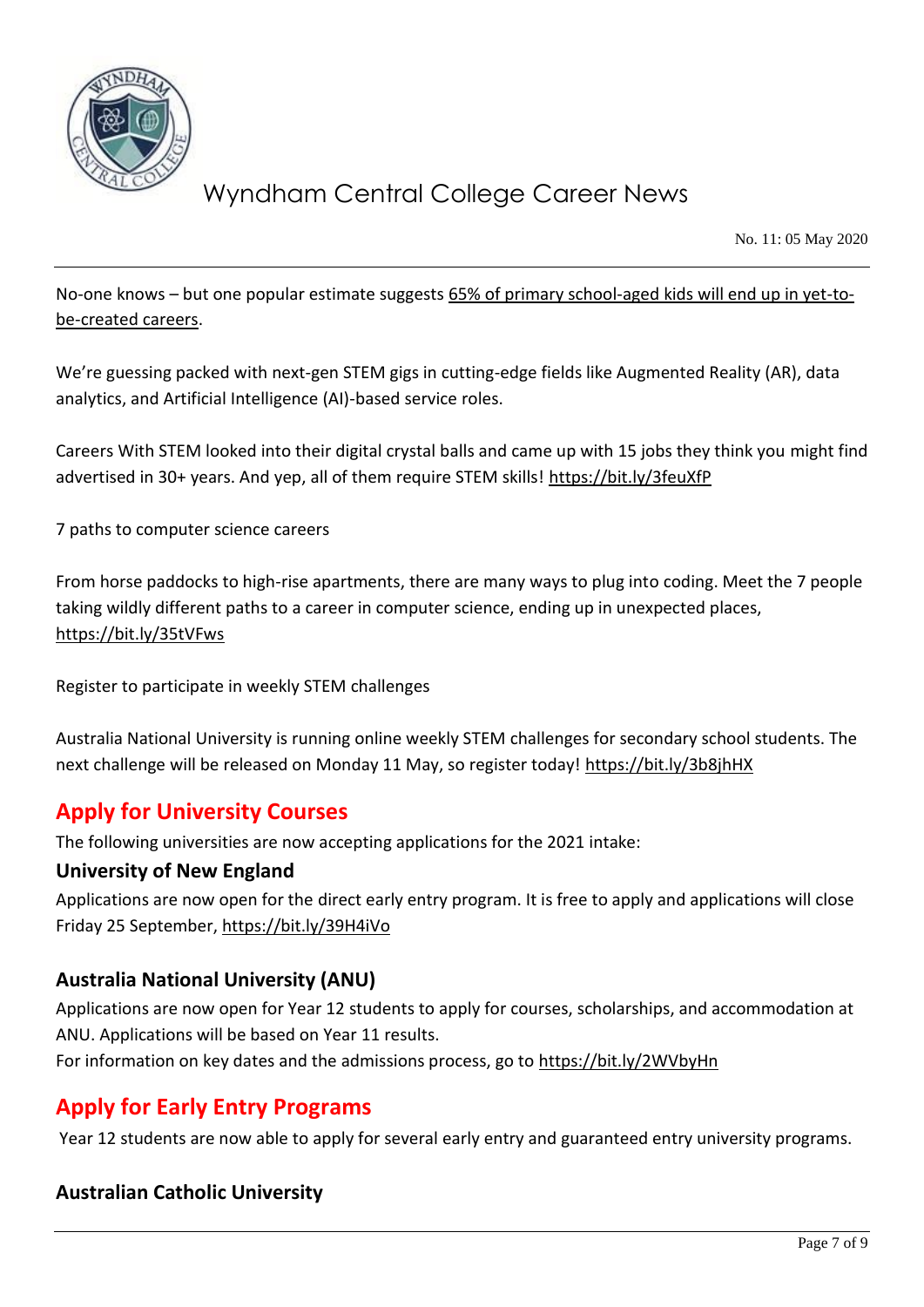No-one knows – but one popular estimate suggests 65% of primary school-aged kids will end up in yet-to-be-created careers.

We're guessing packed with next-gen STEM gigs in cutting-edge fields like Augmented Reality (AR), data analytics, and Artificial Intelligence (AI)-based service roles.

Careers With STEM looked into their digital crystal balls and came up with 15 jobs they think you might find advertised in 30+ years. And yep, all of them require STEM skills! https://bit.ly/3feuXfP

7 paths to computer science careers

From horse paddocks to high-rise apartments, there are many ways to plug into coding. Meet the 7 people taking wildly different paths to a career in computer science, ending up in unexpected places, https://bit.ly/35tVFws

Register to participate in weekly STEM challenges

Australia National University is running online weekly STEM challenges for secondary school students. The next challenge will be released on Monday 11 May, so register today! https://bit.ly/3b8jhHX

## Apply for University Courses

The following universities are now accepting applications for the 2021 intake:

### University of New England

Applications are now open for the direct early entry program. It is free to apply and applications will close Friday 25 September, https://bit.ly/39H4iVo

### Australia National University (ANU)

Applications are now open for Year 12 students to apply for courses, scholarships, and accommodation at ANU. Applications will be based on Year 11 results.
For information on key dates and the admissions process, go to https://bit.ly/2WVbyHn

## Apply for Early Entry Programs

Year 12 students are now able to apply for several early entry and guaranteed entry university programs.

### Australian Catholic University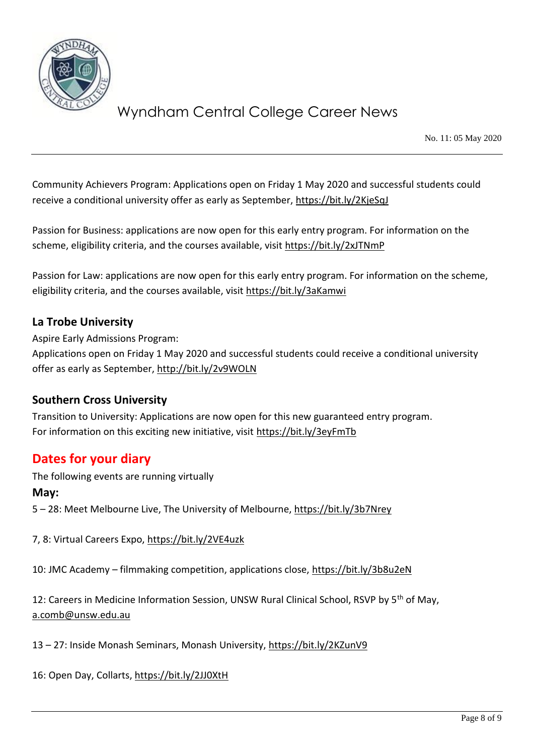Community Achievers Program: Applications open on Friday 1 May 2020 and successful students could receive a conditional university offer as early as September, https://bit.ly/2KjeSqJ

Passion for Business: applications are now open for this early entry program. For information on the scheme, eligibility criteria, and the courses available, visit https://bit.ly/2xJTNmP

Passion for Law: applications are now open for this early entry program. For information on the scheme, eligibility criteria, and the courses available, visit https://bit.ly/3aKamwi

### La Trobe University

Aspire Early Admissions Program:
Applications open on Friday 1 May 2020 and successful students could receive a conditional university offer as early as September, http://bit.ly/2v9WOLN

### Southern Cross University

Transition to University: Applications are now open for this new guaranteed entry program.
For information on this exciting new initiative, visit https://bit.ly/3eyFmTb

## Dates for your diary

The following events are running virtually

**May:**

5 – 28: Meet Melbourne Live, The University of Melbourne, https://bit.ly/3b7Nrey

7, 8: Virtual Careers Expo, https://bit.ly/2VE4uzk

10: JMC Academy – filmmaking competition, applications close, https://bit.ly/3b8u2eN

12: Careers in Medicine Information Session, UNSW Rural Clinical School, RSVP by 5th of May, a.comb@unsw.edu.au

13 – 27: Inside Monash Seminars, Monash University, https://bit.ly/2KZunV9

16: Open Day, Collarts, https://bit.ly/2JJ0XtH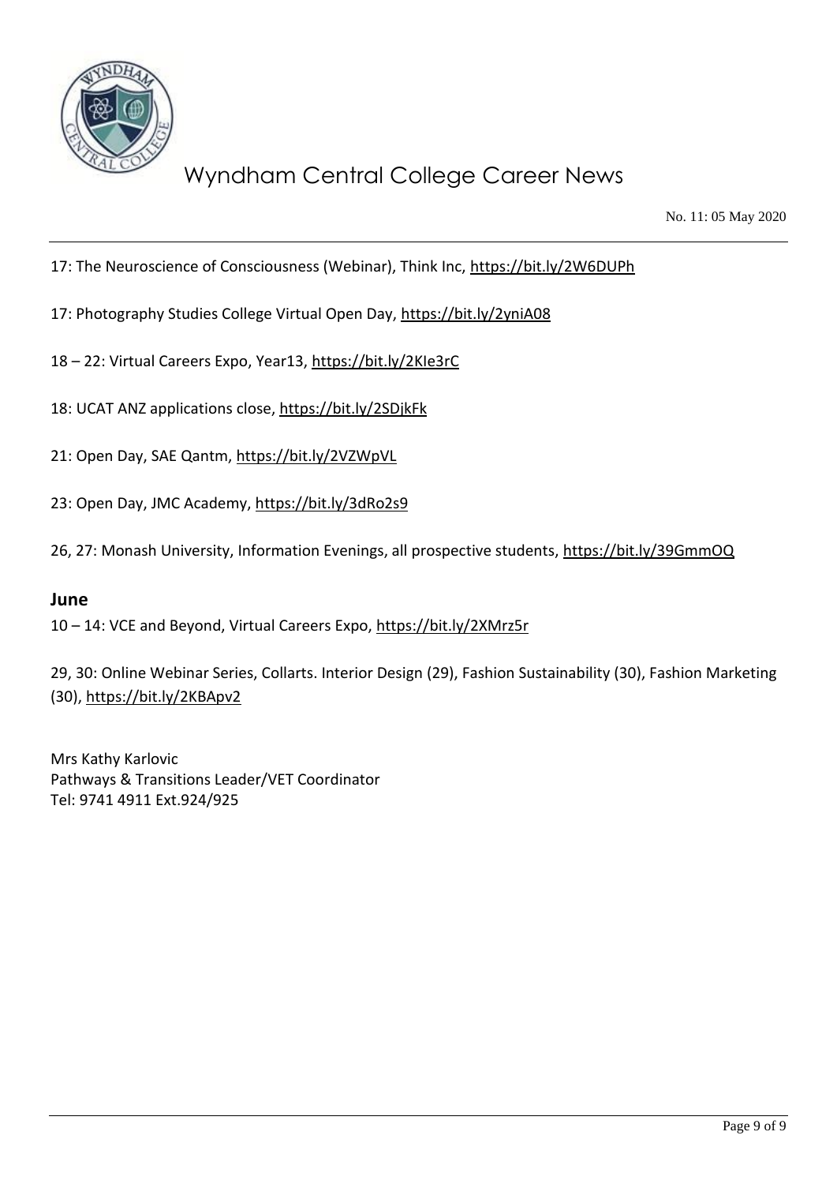17: The Neuroscience of Consciousness (Webinar), Think Inc, https://bit.ly/2W6DUPh

17: Photography Studies College Virtual Open Day, https://bit.ly/2yniA08

18 – 22: Virtual Careers Expo, Year13, https://bit.ly/2KIe3rC

18: UCAT ANZ applications close, https://bit.ly/2SDjkFk

21: Open Day, SAE Qantm, https://bit.ly/2VZWpVL

23: Open Day, JMC Academy, https://bit.ly/3dRo2s9

26, 27: Monash University, Information Evenings, all prospective students, https://bit.ly/39GmmOQ

## June

10 – 14: VCE and Beyond, Virtual Careers Expo, https://bit.ly/2XMrz5r

29, 30: Online Webinar Series, Collarts. Interior Design (29), Fashion Sustainability (30), Fashion Marketing (30), https://bit.ly/2KBApv2

Mrs Kathy Karlovic
Pathways & Transitions Leader/VET Coordinator
Tel: 9741 4911 Ext.924/925